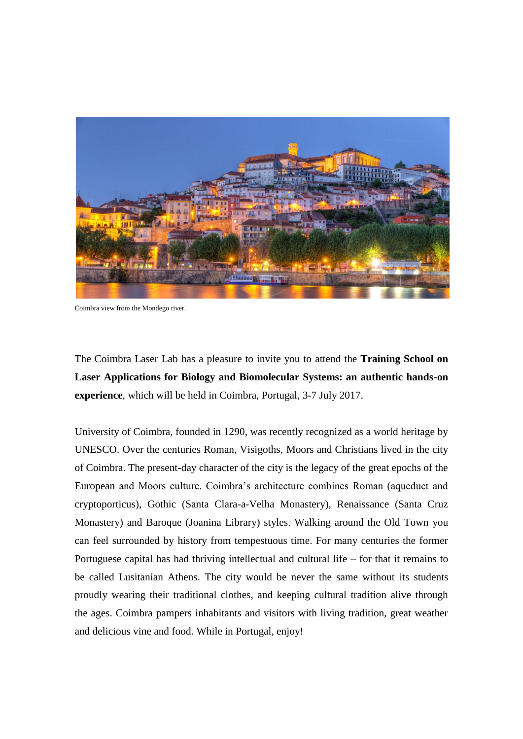Coimbra view from the Mondego river.

The Coimbra Laser Lab has a pleasure to invite you to attend the **Training School on Laser Applications for Biology and Biomolecular Systems: an authentic hands-on experience**, which will be held in Coimbra, Portugal, 3-7 July 2017.

University of Coimbra, founded in 1290, was recently recognized as a world heritage by UNESCO. Over the centuries Roman, Visigoths, Moors and Christians lived in the city of Coimbra. The present-day character of the city is the legacy of the great epochs of the European and Moors culture. Coimbra's architecture combines Roman (aqueduct and cryptoporticus), Gothic (Santa Clara-a-Velha Monastery), Renaissance (Santa Cruz Monastery) and Baroque (Joanina Library) styles. Walking around the Old Town you can feel surrounded by history from tempestuous time. For many centuries the former Portuguese capital has had thriving intellectual and cultural life – for that it remains to be called Lusitanian Athens. The city would be never the same without its students proudly wearing their traditional clothes, and keeping cultural tradition alive through the ages. Coimbra pampers inhabitants and visitors with living tradition, great weather and delicious vine and food. While in Portugal, enjoy!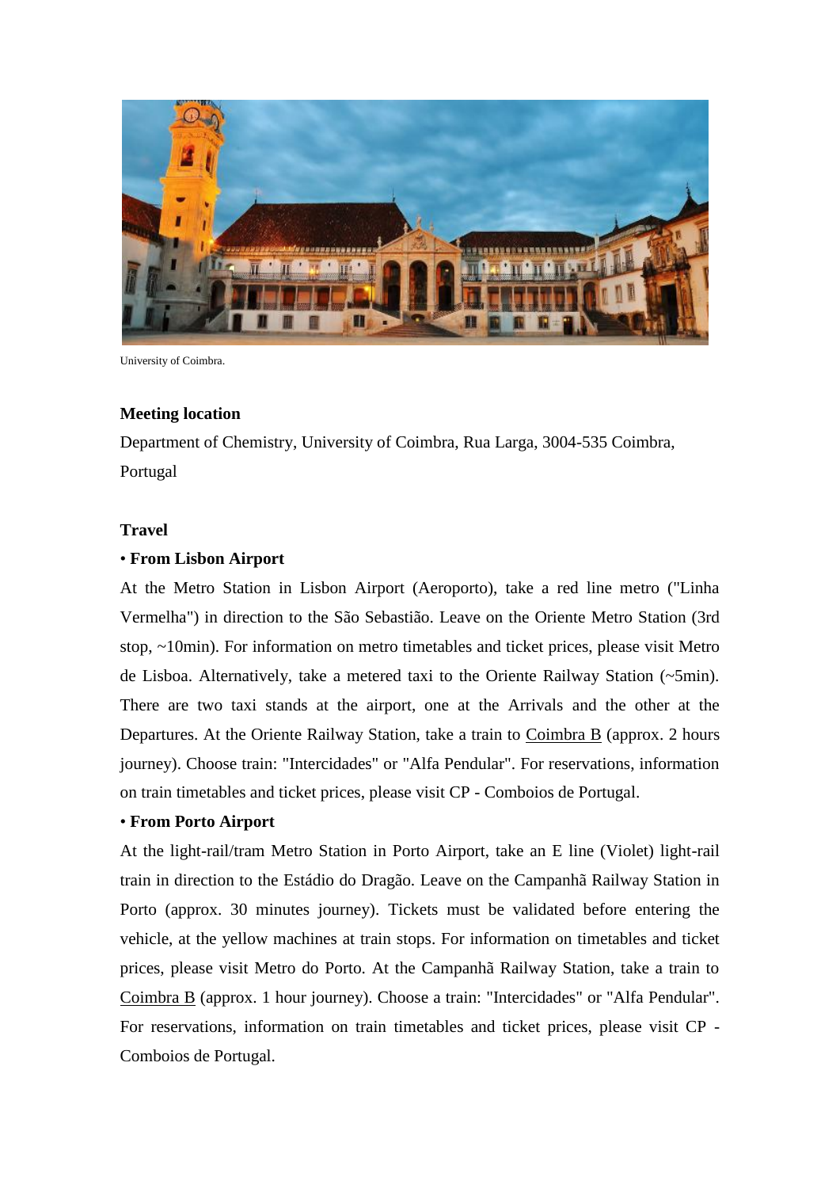University of Coimbra.

**Meeting location**

Department of Chemistry, University of Coimbra, Rua Larga, 3004-535 Coimbra, Portugal

**Travel**

• **From Lisbon Airport**

At the Metro Station in Lisbon Airport (Aeroporto), take a red line metro ("Linha Vermelha") in direction to the São Sebastião. Leave on the Oriente Metro Station (3rd stop, ~10min). For information on metro timetables and ticket prices, please visit Metro de Lisboa. Alternatively, take a metered taxi to the Oriente Railway Station (~5min). There are two taxi stands at the airport, one at the Arrivals and the other at the Departures. At the Oriente Railway Station, take a train to Coimbra B (approx. 2 hours journey). Choose train: "Intercidades" or "Alfa Pendular". For reservations, information on train timetables and ticket prices, please visit CP - Comboios de Portugal.

• **From Porto Airport**

At the light-rail/tram Metro Station in Porto Airport, take an E line (Violet) light-rail train in direction to the Estádio do Dragão. Leave on the Campanhã Railway Station in Porto (approx. 30 minutes journey). Tickets must be validated before entering the vehicle, at the yellow machines at train stops. For information on timetables and ticket prices, please visit Metro do Porto. At the Campanhã Railway Station, take a train to Coimbra B (approx. 1 hour journey). Choose a train: "Intercidades" or "Alfa Pendular". For reservations, information on train timetables and ticket prices, please visit CP - Comboios de Portugal.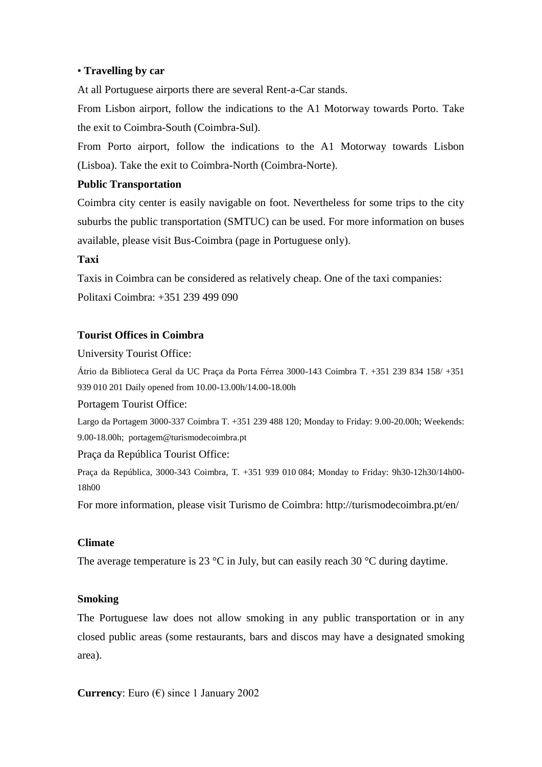• **Travelling by car**

At all Portuguese airports there are several Rent-a-Car stands.

From Lisbon airport, follow the indications to the A1 Motorway towards Porto. Take the exit to Coimbra-South (Coimbra-Sul).

From Porto airport, follow the indications to the A1 Motorway towards Lisbon (Lisboa). Take the exit to Coimbra-North (Coimbra-Norte).

**Public Transportation**

Coimbra city center is easily navigable on foot. Nevertheless for some trips to the city suburbs the public transportation (SMTUC) can be used. For more information on buses available, please visit Bus-Coimbra (page in Portuguese only).

**Taxi**

Taxis in Coimbra can be considered as relatively cheap. One of the taxi companies:

Politaxi Coimbra: +351 239 499 090

**Tourist Offices in Coimbra**

University Tourist Office:

Átrio da Biblioteca Geral da UC Praça da Porta Férrea 3000-143 Coimbra T. +351 239 834 158/ +351 939 010 201 Daily opened from 10.00-13.00h/14.00-18.00h

Portagem Tourist Office:

Largo da Portagem 3000-337 Coimbra T. +351 239 488 120; Monday to Friday: 9.00-20.00h; Weekends: 9.00-18.00h; portagem@turismodecoimbra.pt

Praça da República Tourist Office:

Praça da República, 3000-343 Coimbra, T. +351 939 010 084; Monday to Friday: 9h30-12h30/14h00-18h00

For more information, please visit Turismo de Coimbra: http://turismodecoimbra.pt/en/

**Climate**

The average temperature is 23 °C in July, but can easily reach 30 °C during daytime.

**Smoking**

The Portuguese law does not allow smoking in any public transportation or in any closed public areas (some restaurants, bars and discos may have a designated smoking area).

**Currency**: Euro (€) since 1 January 2002